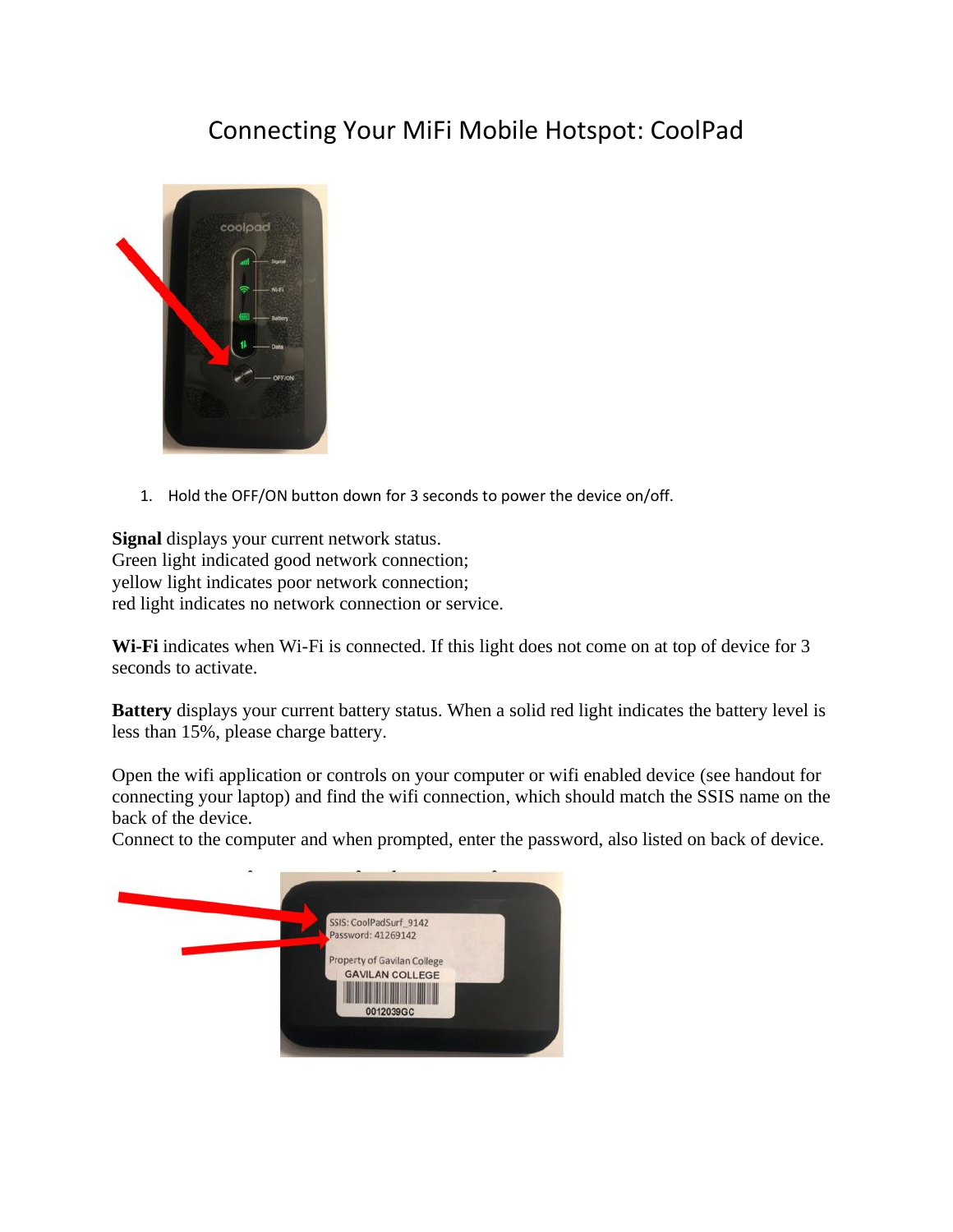# Connecting Your MiFi Mobile Hotspot: CoolPad

1. Hold the OFF/ON button down for 3 seconds to power the device on/off.

**Signal** displays your current network status.
Green light indicated good network connection;
yellow light indicates poor network connection;
red light indicates no network connection or service.

**Wi-Fi** indicates when Wi-Fi is connected. If this light does not come on at top of device for 3 seconds to activate.

**Battery** displays your current battery status. When a solid red light indicates the battery level is less than 15%, please charge battery.

Open the wifi application or controls on your computer or wifi enabled device (see handout for connecting your laptop) and find the wifi connection, which should match the SSIS name on the back of the device.
Connect to the computer and when prompted, enter the password, also listed on back of device.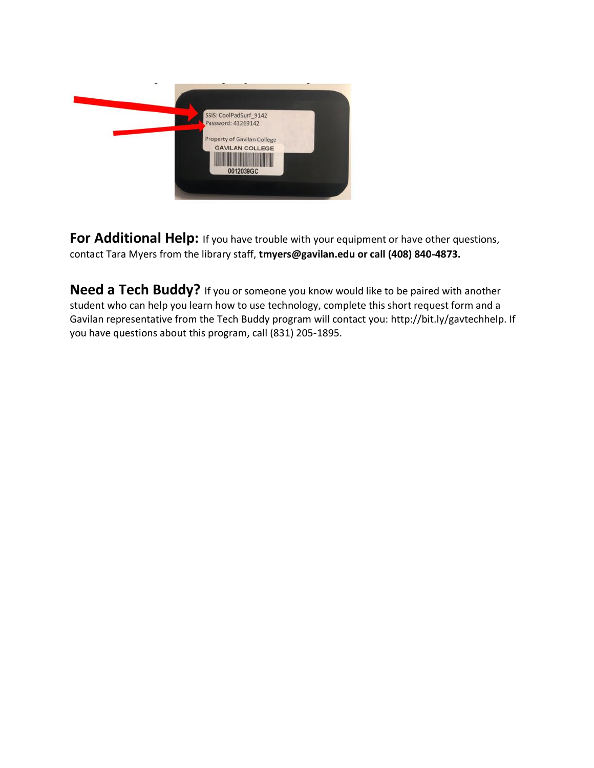**For Additional Help:** If you have trouble with your equipment or have other questions, contact Tara Myers from the library staff, **tmyers@gavilan.edu or call (408) 840-4873.**

**Need a Tech Buddy?** If you or someone you know would like to be paired with another student who can help you learn how to use technology, complete this short request form and a Gavilan representative from the Tech Buddy program will contact you: http://bit.ly/gavtechhelp. If you have questions about this program, call (831) 205-1895.